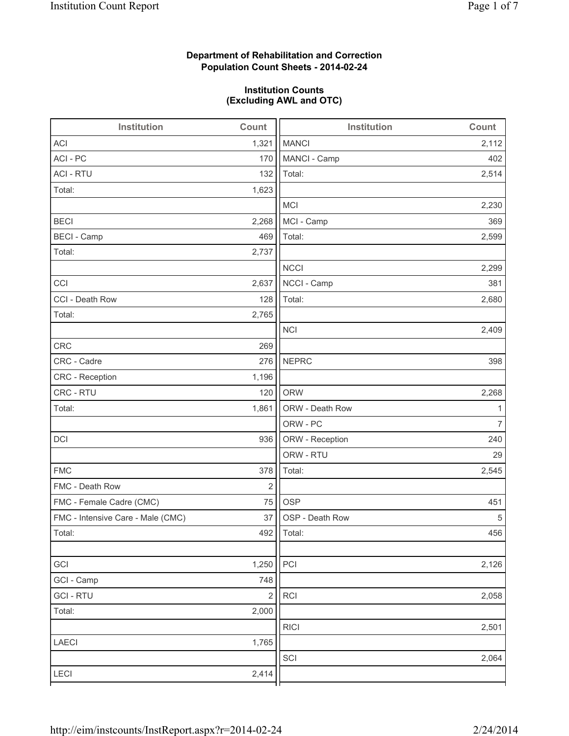**Department of Rehabilitation and Correction**
**Population Count Sheets - 2014-02-24**

**Institution Counts**
**(Excluding AWL and OTC)**

| Institution | Count |
|---|---|
| ACI | 1,321 |
| ACI - PC | 170 |
| ACI - RTU | 132 |
| Total: | 1,623 |
| | |
| BECI | 2,268 |
| BECI - Camp | 469 |
| Total: | 2,737 |
| | |
| CCI | 2,637 |
| CCI - Death Row | 128 |
| Total: | 2,765 |
| | |
| CRC | 269 |
| CRC - Cadre | 276 |
| CRC - Reception | 1,196 |
| CRC - RTU | 120 |
| Total: | 1,861 |
| | |
| DCI | 936 |
| | |
| FMC | 378 |
| FMC - Death Row | 2 |
| FMC - Female Cadre (CMC) | 75 |
| FMC - Intensive Care - Male (CMC) | 37 |
| Total: | 492 |
| | |
| GCI | 1,250 |
| GCI - Camp | 748 |
| GCI - RTU | 2 |
| Total: | 2,000 |
| | |
| LAECI | 1,765 |
| | |
| LECI | 2,414 |

| Institution | Count |
|---|---|
| MANCI | 2,112 |
| MANCI - Camp | 402 |
| Total: | 2,514 |
| | |
| MCI | 2,230 |
| MCI - Camp | 369 |
| Total: | 2,599 |
| | |
| NCCI | 2,299 |
| NCCI - Camp | 381 |
| Total: | 2,680 |
| | |
| NCI | 2,409 |
| | |
| NEPRC | 398 |
| | |
| ORW | 2,268 |
| ORW - Death Row | 1 |
| ORW - PC | 7 |
| ORW - Reception | 240 |
| ORW - RTU | 29 |
| Total: | 2,545 |
| | |
| OSP | 451 |
| OSP - Death Row | 5 |
| Total: | 456 |
| | |
| PCI | 2,126 |
| | |
| RCI | 2,058 |
| | |
| RICI | 2,501 |
| | |
| SCI | 2,064 |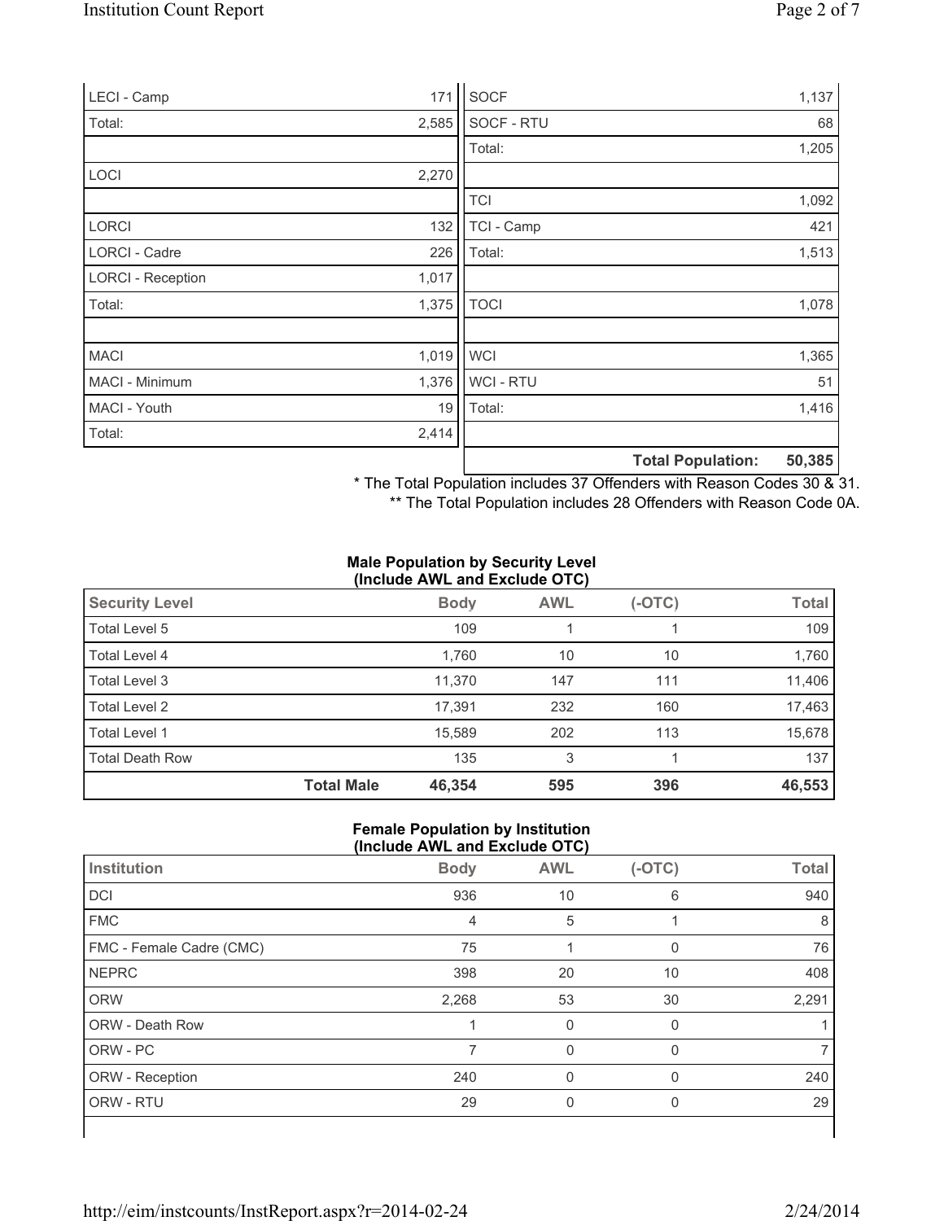| | |
|---|---|
| LECI - Camp | 171 |
| Total: | 2,585 |
| | |
| LOCI | 2,270 |
| | |
| LORCI | 132 |
| LORCI - Cadre | 226 |
| LORCI - Reception | 1,017 |
| Total: | 1,375 |
| | |
| MACI | 1,019 |
| MACI - Minimum | 1,376 |
| MACI - Youth | 19 |
| Total: | 2,414 |

| | |
|---|---|
| SOCF | 1,137 |
| SOCF - RTU | 68 |
| Total: | 1,205 |
| | |
| TCI | 1,092 |
| TCI - Camp | 421 |
| Total: | 1,513 |
| | |
| TOCI | 1,078 |
| | |
| WCI | 1,365 |
| WCI - RTU | 51 |
| Total: | 1,416 |
| | |
| **Total Population:** | **50,385** |

\* The Total Population includes 37 Offenders with Reason Codes 30 & 31.

\** The Total Population includes 28 Offenders with Reason Code 0A.

**Male Population by Security Level (Include AWL and Exclude OTC)**

| Security Level | Body | AWL | (-OTC) | Total |
|---|---|---|---|---|
| Total Level 5 | 109 | 1 | 1 | 109 |
| Total Level 4 | 1,760 | 10 | 10 | 1,760 |
| Total Level 3 | 11,370 | 147 | 111 | 11,406 |
| Total Level 2 | 17,391 | 232 | 160 | 17,463 |
| Total Level 1 | 15,589 | 202 | 113 | 15,678 |
| Total Death Row | 135 | 3 | 1 | 137 |
| **Total Male** | **46,354** | **595** | **396** | **46,553** |

**Female Population by Institution (Include AWL and Exclude OTC)**

| Institution | Body | AWL | (-OTC) | Total |
|---|---|---|---|---|
| DCI | 936 | 10 | 6 | 940 |
| FMC | 4 | 5 | 1 | 8 |
| FMC - Female Cadre (CMC) | 75 | 1 | 0 | 76 |
| NEPRC | 398 | 20 | 10 | 408 |
| ORW | 2,268 | 53 | 30 | 2,291 |
| ORW - Death Row | 1 | 0 | 0 | 1 |
| ORW - PC | 7 | 0 | 0 | 7 |
| ORW - Reception | 240 | 0 | 0 | 240 |
| ORW - RTU | 29 | 0 | 0 | 29 |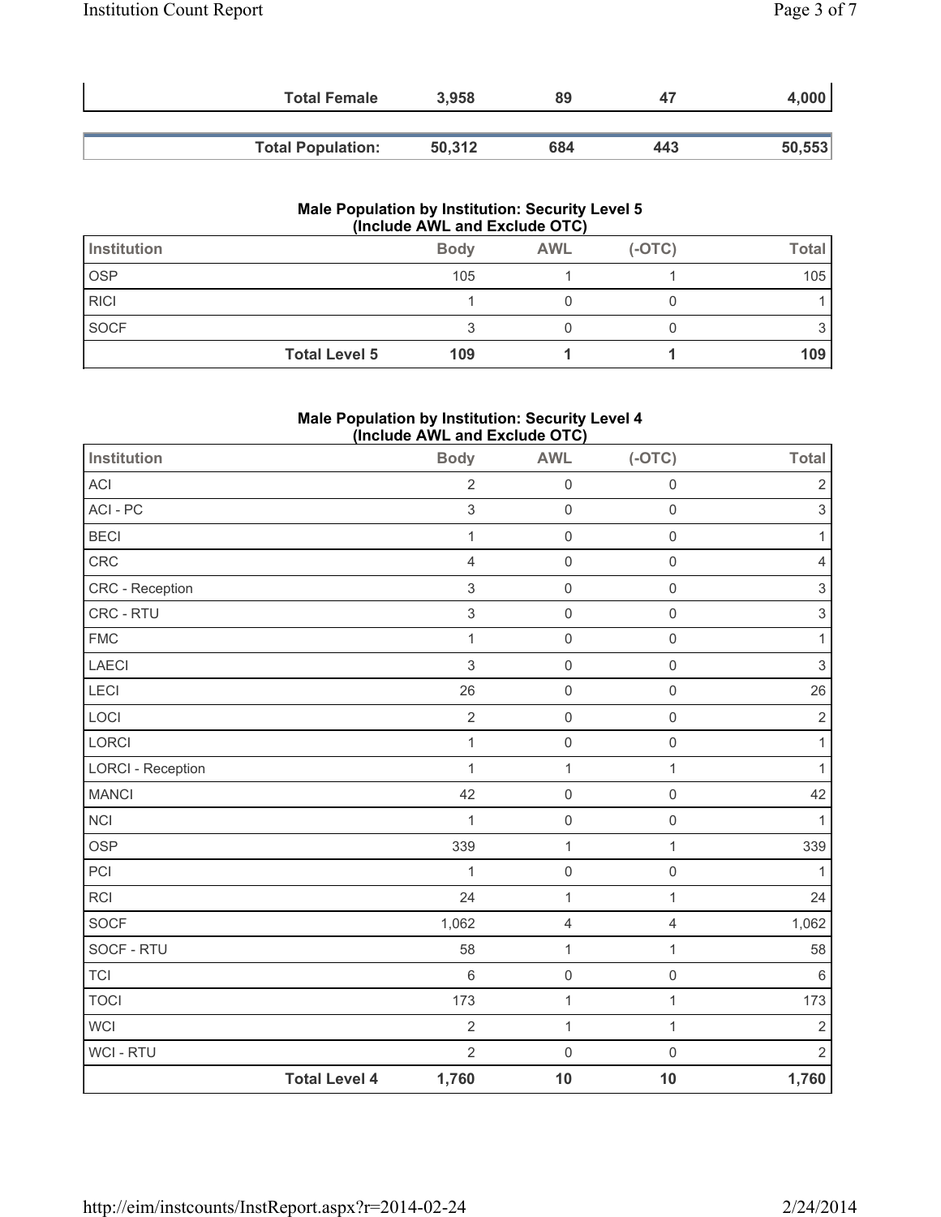| | Total Female | 3,958 | 89 | 47 | 4,000 |
|---|---|---|---|---|---|
| | Total Population: | 50,312 | 684 | 443 | 50,553 |

**Male Population by Institution: Security Level 5**
**(Include AWL and Exclude OTC)**

| Institution | Body | AWL | (-OTC) | Total |
|---|---|---|---|---|
| OSP | 105 | 1 | 1 | 105 |
| RICI | 1 | 0 | 0 | 1 |
| SOCF | 3 | 0 | 0 | 3 |
| **Total Level 5** | **109** | **1** | **1** | **109** |

**Male Population by Institution: Security Level 4**
**(Include AWL and Exclude OTC)**

| Institution | Body | AWL | (-OTC) | Total |
|---|---|---|---|---|
| ACI | 2 | 0 | 0 | 2 |
| ACI - PC | 3 | 0 | 0 | 3 |
| BECI | 1 | 0 | 0 | 1 |
| CRC | 4 | 0 | 0 | 4 |
| CRC - Reception | 3 | 0 | 0 | 3 |
| CRC - RTU | 3 | 0 | 0 | 3 |
| FMC | 1 | 0 | 0 | 1 |
| LAECI | 3 | 0 | 0 | 3 |
| LECI | 26 | 0 | 0 | 26 |
| LOCI | 2 | 0 | 0 | 2 |
| LORCI | 1 | 0 | 0 | 1 |
| LORCI - Reception | 1 | 1 | 1 | 1 |
| MANCI | 42 | 0 | 0 | 42 |
| NCI | 1 | 0 | 0 | 1 |
| OSP | 339 | 1 | 1 | 339 |
| PCI | 1 | 0 | 0 | 1 |
| RCI | 24 | 1 | 1 | 24 |
| SOCF | 1,062 | 4 | 4 | 1,062 |
| SOCF - RTU | 58 | 1 | 1 | 58 |
| TCI | 6 | 0 | 0 | 6 |
| TOCI | 173 | 1 | 1 | 173 |
| WCI | 2 | 1 | 1 | 2 |
| WCI - RTU | 2 | 0 | 0 | 2 |
| **Total Level 4** | **1,760** | **10** | **10** | **1,760** |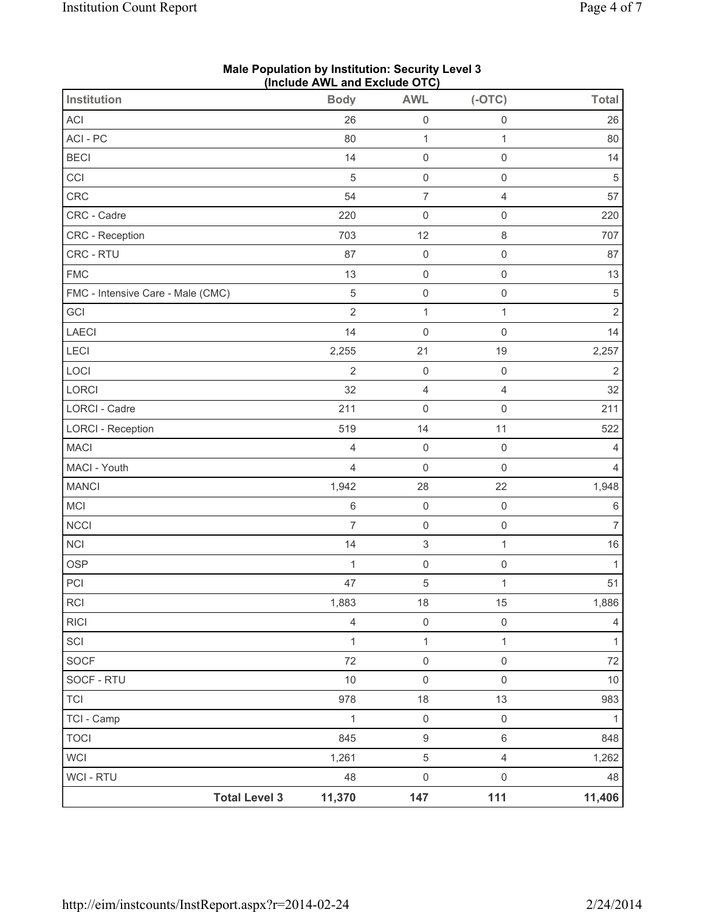**Male Population by Institution: Security Level 3**
**(Include AWL and Exclude OTC)**

| Institution | Body | AWL | (-OTC) | Total |
|---|---|---|---|---|
| ACI | 26 | 0 | 0 | 26 |
| ACI - PC | 80 | 1 | 1 | 80 |
| BECI | 14 | 0 | 0 | 14 |
| CCI | 5 | 0 | 0 | 5 |
| CRC | 54 | 7 | 4 | 57 |
| CRC - Cadre | 220 | 0 | 0 | 220 |
| CRC - Reception | 703 | 12 | 8 | 707 |
| CRC - RTU | 87 | 0 | 0 | 87 |
| FMC | 13 | 0 | 0 | 13 |
| FMC - Intensive Care - Male (CMC) | 5 | 0 | 0 | 5 |
| GCI | 2 | 1 | 1 | 2 |
| LAECI | 14 | 0 | 0 | 14 |
| LECI | 2,255 | 21 | 19 | 2,257 |
| LOCI | 2 | 0 | 0 | 2 |
| LORCI | 32 | 4 | 4 | 32 |
| LORCI - Cadre | 211 | 0 | 0 | 211 |
| LORCI - Reception | 519 | 14 | 11 | 522 |
| MACI | 4 | 0 | 0 | 4 |
| MACI - Youth | 4 | 0 | 0 | 4 |
| MANCI | 1,942 | 28 | 22 | 1,948 |
| MCI | 6 | 0 | 0 | 6 |
| NCCI | 7 | 0 | 0 | 7 |
| NCI | 14 | 3 | 1 | 16 |
| OSP | 1 | 0 | 0 | 1 |
| PCI | 47 | 5 | 1 | 51 |
| RCI | 1,883 | 18 | 15 | 1,886 |
| RICI | 4 | 0 | 0 | 4 |
| SCI | 1 | 1 | 1 | 1 |
| SOCF | 72 | 0 | 0 | 72 |
| SOCF - RTU | 10 | 0 | 0 | 10 |
| TCI | 978 | 18 | 13 | 983 |
| TCI - Camp | 1 | 0 | 0 | 1 |
| TOCI | 845 | 9 | 6 | 848 |
| WCI | 1,261 | 5 | 4 | 1,262 |
| WCI - RTU | 48 | 0 | 0 | 48 |
| **Total Level 3** | **11,370** | **147** | **111** | **11,406** |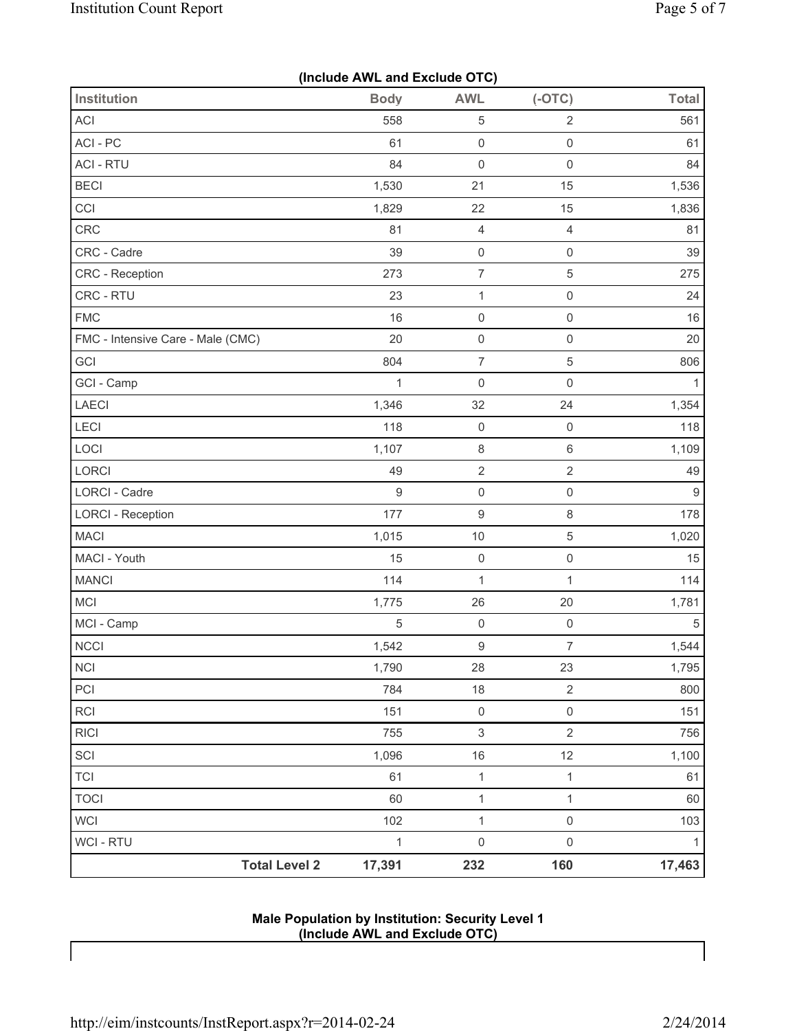**(Include AWL and Exclude OTC)**

| Institution | Body | AWL | (-OTC) | Total |
|---|---|---|---|---|
| ACI | 558 | 5 | 2 | 561 |
| ACI - PC | 61 | 0 | 0 | 61 |
| ACI - RTU | 84 | 0 | 0 | 84 |
| BECI | 1,530 | 21 | 15 | 1,536 |
| CCI | 1,829 | 22 | 15 | 1,836 |
| CRC | 81 | 4 | 4 | 81 |
| CRC - Cadre | 39 | 0 | 0 | 39 |
| CRC - Reception | 273 | 7 | 5 | 275 |
| CRC - RTU | 23 | 1 | 0 | 24 |
| FMC | 16 | 0 | 0 | 16 |
| FMC - Intensive Care - Male (CMC) | 20 | 0 | 0 | 20 |
| GCI | 804 | 7 | 5 | 806 |
| GCI - Camp | 1 | 0 | 0 | 1 |
| LAECI | 1,346 | 32 | 24 | 1,354 |
| LECI | 118 | 0 | 0 | 118 |
| LOCI | 1,107 | 8 | 6 | 1,109 |
| LORCI | 49 | 2 | 2 | 49 |
| LORCI - Cadre | 9 | 0 | 0 | 9 |
| LORCI - Reception | 177 | 9 | 8 | 178 |
| MACI | 1,015 | 10 | 5 | 1,020 |
| MACI - Youth | 15 | 0 | 0 | 15 |
| MANCI | 114 | 1 | 1 | 114 |
| MCI | 1,775 | 26 | 20 | 1,781 |
| MCI - Camp | 5 | 0 | 0 | 5 |
| NCCI | 1,542 | 9 | 7 | 1,544 |
| NCI | 1,790 | 28 | 23 | 1,795 |
| PCI | 784 | 18 | 2 | 800 |
| RCI | 151 | 0 | 0 | 151 |
| RICI | 755 | 3 | 2 | 756 |
| SCI | 1,096 | 16 | 12 | 1,100 |
| TCI | 61 | 1 | 1 | 61 |
| TOCI | 60 | 1 | 1 | 60 |
| WCI | 102 | 1 | 0 | 103 |
| WCI - RTU | 1 | 0 | 0 | 1 |
| **Total Level 2** | **17,391** | **232** | **160** | **17,463** |

**Male Population by Institution: Security Level 1**
**(Include AWL and Exclude OTC)**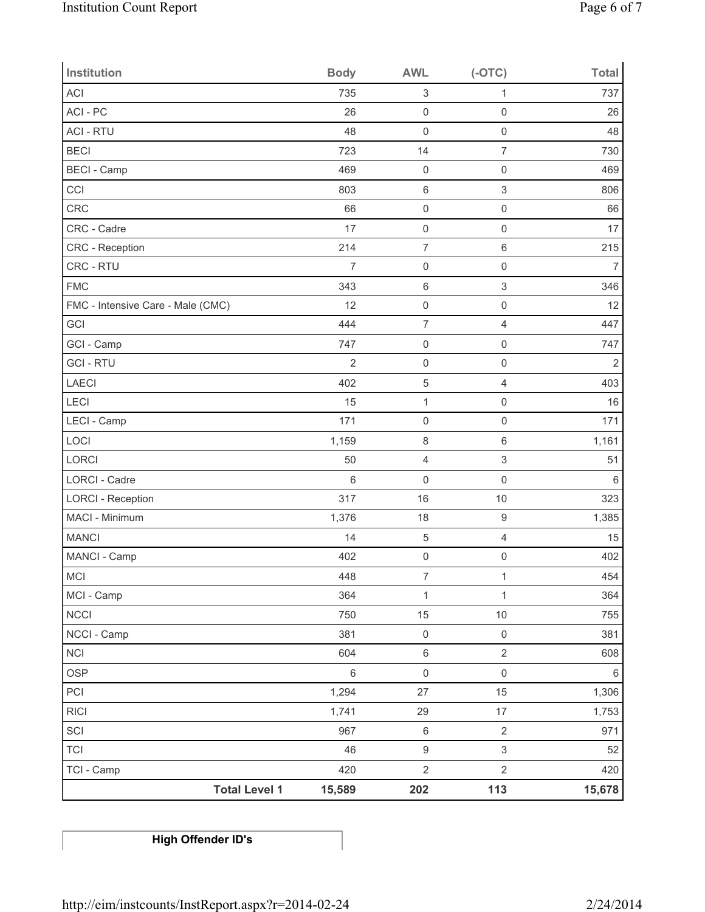| Institution | Body | AWL | (-OTC) | Total |
|---|---|---|---|---|
| ACI | 735 | 3 | 1 | 737 |
| ACI - PC | 26 | 0 | 0 | 26 |
| ACI - RTU | 48 | 0 | 0 | 48 |
| BECI | 723 | 14 | 7 | 730 |
| BECI - Camp | 469 | 0 | 0 | 469 |
| CCI | 803 | 6 | 3 | 806 |
| CRC | 66 | 0 | 0 | 66 |
| CRC - Cadre | 17 | 0 | 0 | 17 |
| CRC - Reception | 214 | 7 | 6 | 215 |
| CRC - RTU | 7 | 0 | 0 | 7 |
| FMC | 343 | 6 | 3 | 346 |
| FMC - Intensive Care - Male (CMC) | 12 | 0 | 0 | 12 |
| GCI | 444 | 7 | 4 | 447 |
| GCI - Camp | 747 | 0 | 0 | 747 |
| GCI - RTU | 2 | 0 | 0 | 2 |
| LAECI | 402 | 5 | 4 | 403 |
| LECI | 15 | 1 | 0 | 16 |
| LECI - Camp | 171 | 0 | 0 | 171 |
| LOCI | 1,159 | 8 | 6 | 1,161 |
| LORCI | 50 | 4 | 3 | 51 |
| LORCI - Cadre | 6 | 0 | 0 | 6 |
| LORCI - Reception | 317 | 16 | 10 | 323 |
| MACI - Minimum | 1,376 | 18 | 9 | 1,385 |
| MANCI | 14 | 5 | 4 | 15 |
| MANCI - Camp | 402 | 0 | 0 | 402 |
| MCI | 448 | 7 | 1 | 454 |
| MCI - Camp | 364 | 1 | 1 | 364 |
| NCCI | 750 | 15 | 10 | 755 |
| NCCI - Camp | 381 | 0 | 0 | 381 |
| NCI | 604 | 6 | 2 | 608 |
| OSP | 6 | 0 | 0 | 6 |
| PCI | 1,294 | 27 | 15 | 1,306 |
| RICI | 1,741 | 29 | 17 | 1,753 |
| SCI | 967 | 6 | 2 | 971 |
| TCI | 46 | 9 | 3 | 52 |
| TCI - Camp | 420 | 2 | 2 | 420 |
| **Total Level 1** | **15,589** | **202** | **113** | **15,678** |

| **High Offender ID's** |
|---|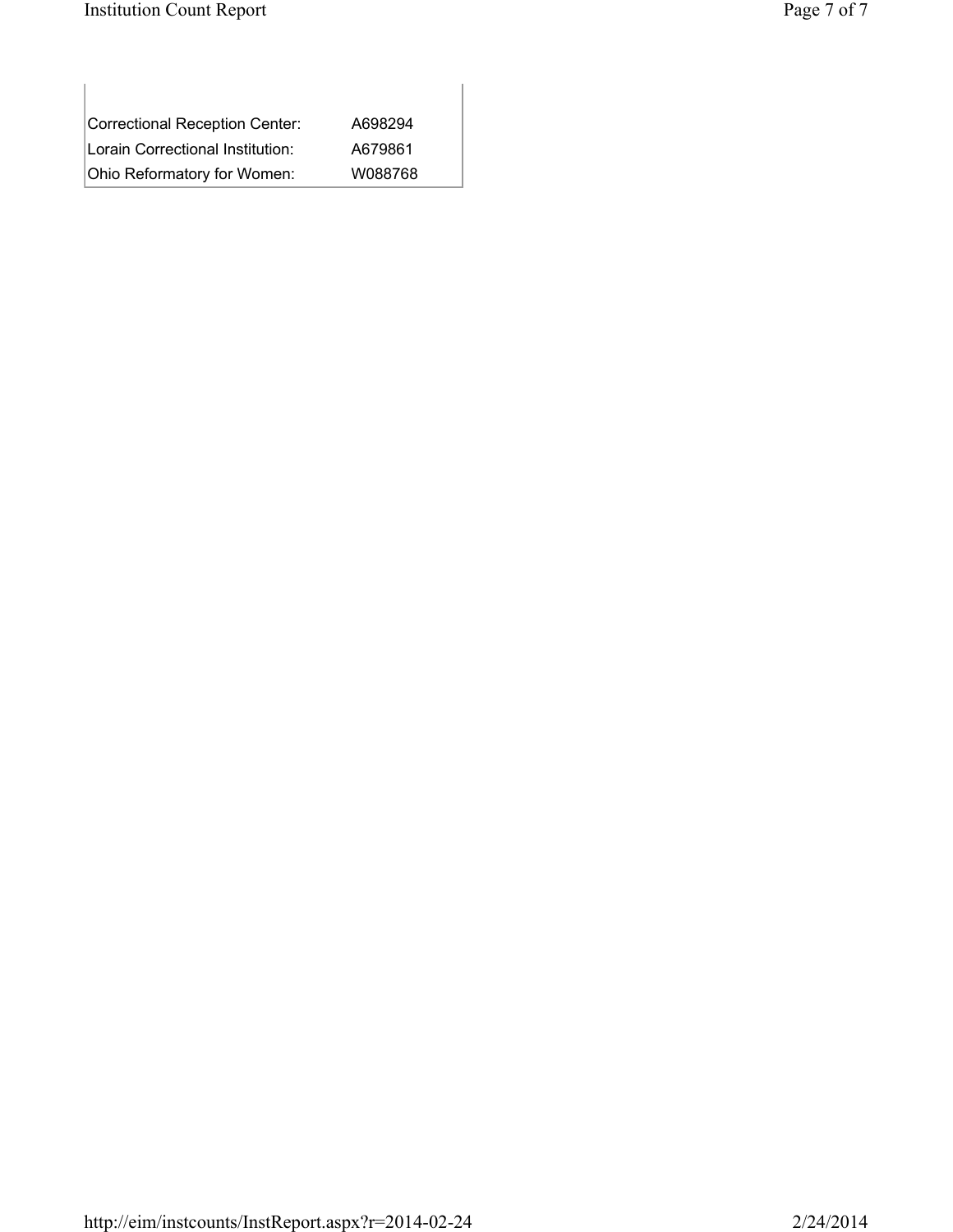| | |
|---|---|
| Correctional Reception Center: | A698294 |
| Lorain Correctional Institution: | A679861 |
| Ohio Reformatory for Women: | W088768 |